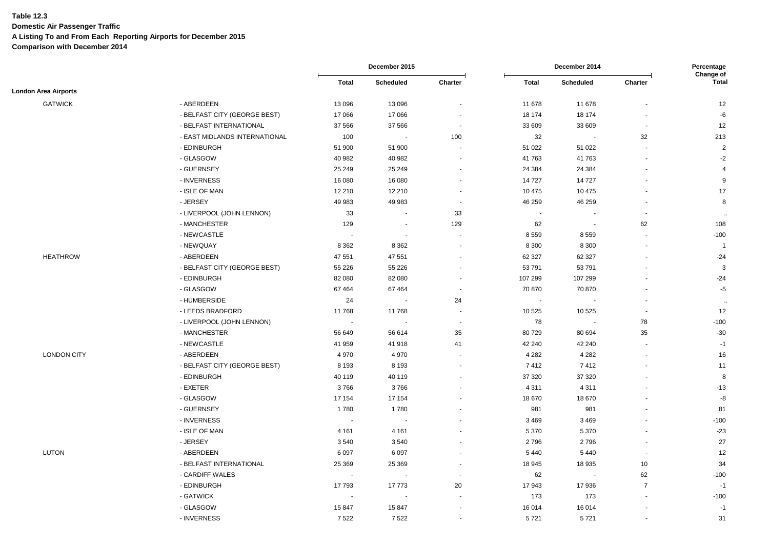**Table 12.3**
**Domestic Air Passenger Traffic**
**A Listing To and From Each Reporting Airports for December 2015**
**Comparison with December 2014**

| | | December 2015 | | | December 2014 | | | Percentage Change of |
|---|---|---|---|---|---|---|---|---|
| | | Total | Scheduled | Charter | Total | Scheduled | Charter | Total |
| **London Area Airports** | | | | | | | | |
| GATWICK | - ABERDEEN | 13 096 | 13 096 | - | 11 678 | 11 678 | - | 12 |
| | - BELFAST CITY (GEORGE BEST) | 17 066 | 17 066 | - | 18 174 | 18 174 | - | -6 |
| | - BELFAST INTERNATIONAL | 37 566 | 37 566 | - | 33 609 | 33 609 | - | 12 |
| | - EAST MIDLANDS INTERNATIONAL | 100 | - | 100 | 32 | - | 32 | 213 |
| | - EDINBURGH | 51 900 | 51 900 | - | 51 022 | 51 022 | - | 2 |
| | - GLASGOW | 40 982 | 40 982 | - | 41 763 | 41 763 | - | -2 |
| | - GUERNSEY | 25 249 | 25 249 | - | 24 384 | 24 384 | - | 4 |
| | - INVERNESS | 16 080 | 16 080 | - | 14 727 | 14 727 | - | 9 |
| | - ISLE OF MAN | 12 210 | 12 210 | - | 10 475 | 10 475 | - | 17 |
| | - JERSEY | 49 983 | 49 983 | - | 46 259 | 46 259 | - | 8 |
| | - LIVERPOOL (JOHN LENNON) | 33 | - | 33 | - | - | - | .. |
| | - MANCHESTER | 129 | - | 129 | 62 | - | 62 | 108 |
| | - NEWCASTLE | - | - | - | 8 559 | 8 559 | - | -100 |
| | - NEWQUAY | 8 362 | 8 362 | - | 8 300 | 8 300 | - | 1 |
| HEATHROW | - ABERDEEN | 47 551 | 47 551 | - | 62 327 | 62 327 | - | -24 |
| | - BELFAST CITY (GEORGE BEST) | 55 226 | 55 226 | - | 53 791 | 53 791 | - | 3 |
| | - EDINBURGH | 82 080 | 82 080 | - | 107 299 | 107 299 | - | -24 |
| | - GLASGOW | 67 464 | 67 464 | - | 70 870 | 70 870 | - | -5 |
| | - HUMBERSIDE | 24 | - | 24 | - | - | - | .. |
| | - LEEDS BRADFORD | 11 768 | 11 768 | - | 10 525 | 10 525 | - | 12 |
| | - LIVERPOOL (JOHN LENNON) | - | - | - | 78 | - | 78 | -100 |
| | - MANCHESTER | 56 649 | 56 614 | 35 | 80 729 | 80 694 | 35 | -30 |
| | - NEWCASTLE | 41 959 | 41 918 | 41 | 42 240 | 42 240 | - | -1 |
| LONDON CITY | - ABERDEEN | 4 970 | 4 970 | - | 4 282 | 4 282 | - | 16 |
| | - BELFAST CITY (GEORGE BEST) | 8 193 | 8 193 | - | 7 412 | 7 412 | - | 11 |
| | - EDINBURGH | 40 119 | 40 119 | - | 37 320 | 37 320 | - | 8 |
| | - EXETER | 3 766 | 3 766 | - | 4 311 | 4 311 | - | -13 |
| | - GLASGOW | 17 154 | 17 154 | - | 18 670 | 18 670 | - | -8 |
| | - GUERNSEY | 1 780 | 1 780 | - | 981 | 981 | - | 81 |
| | - INVERNESS | - | - | - | 3 469 | 3 469 | - | -100 |
| | - ISLE OF MAN | 4 161 | 4 161 | - | 5 370 | 5 370 | - | -23 |
| | - JERSEY | 3 540 | 3 540 | - | 2 796 | 2 796 | - | 27 |
| LUTON | - ABERDEEN | 6 097 | 6 097 | - | 5 440 | 5 440 | - | 12 |
| | - BELFAST INTERNATIONAL | 25 369 | 25 369 | - | 18 945 | 18 935 | 10 | 34 |
| | - CARDIFF WALES | - | - | - | 62 | - | 62 | -100 |
| | - EDINBURGH | 17 793 | 17 773 | 20 | 17 943 | 17 936 | 7 | -1 |
| | - GATWICK | - | - | - | 173 | 173 | - | -100 |
| | - GLASGOW | 15 847 | 15 847 | - | 16 014 | 16 014 | - | -1 |
| | - INVERNESS | 7 522 | 7 522 | - | 5 721 | 5 721 | - | 31 |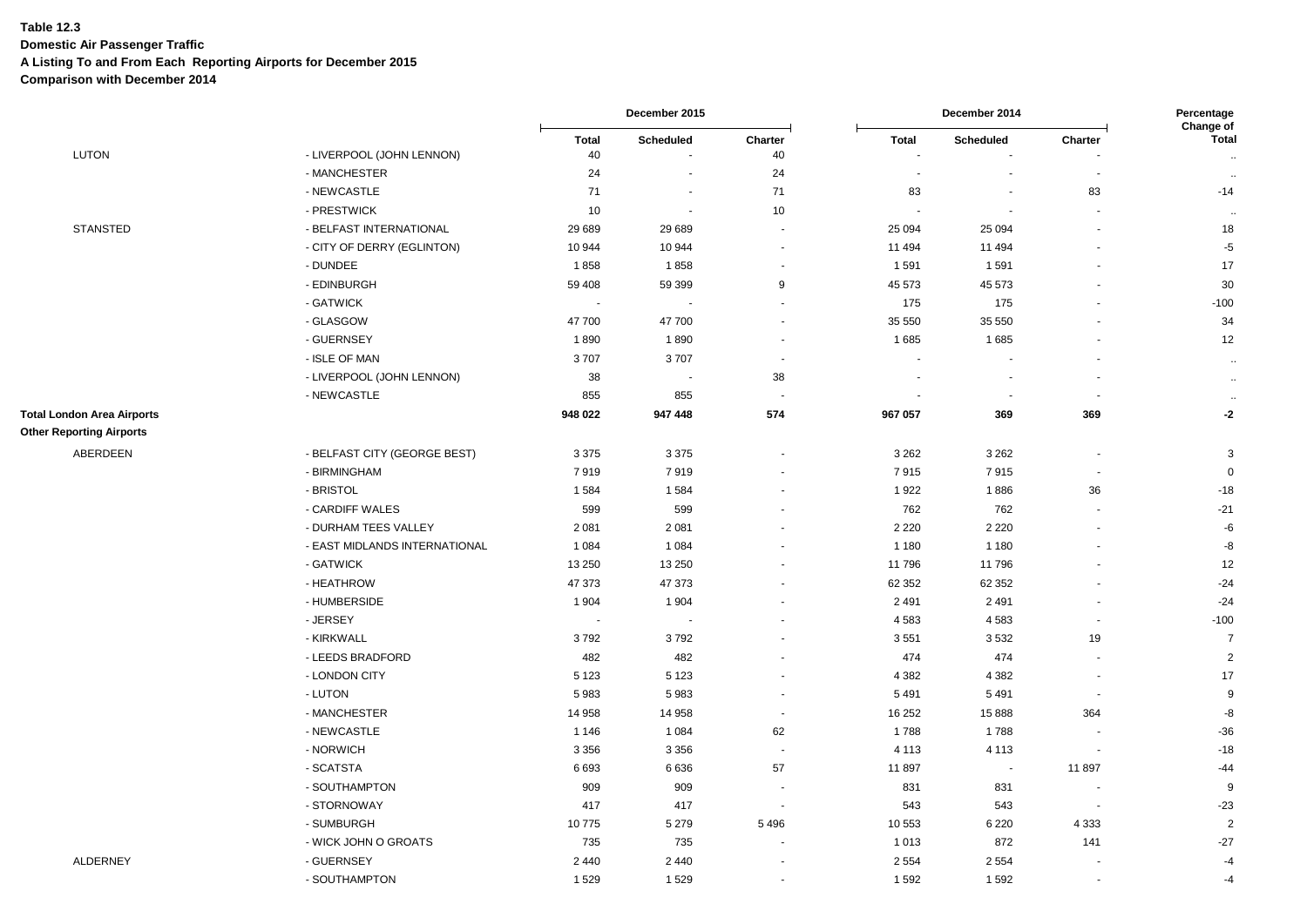**Table 12.3**
**Domestic Air Passenger Traffic**
**A Listing To and From Each Reporting Airports for December 2015**
**Comparison with December 2014**

| | | December 2015 | | | December 2014 | | | Percentage Change of |
|---|---|---|---|---|---|---|---|---|
| | | **Total** | **Scheduled** | **Charter** | **Total** | **Scheduled** | **Charter** | **Total** |
| LUTON | - LIVERPOOL (JOHN LENNON) | 40 | - | 40 | - | - | - | .. |
| | - MANCHESTER | 24 | - | 24 | - | - | - | .. |
| | - NEWCASTLE | 71 | - | 71 | 83 | - | 83 | -14 |
| | - PRESTWICK | 10 | - | 10 | - | - | - | .. |
| STANSTED | - BELFAST INTERNATIONAL | 29 689 | 29 689 | - | 25 094 | 25 094 | - | 18 |
| | - CITY OF DERRY (EGLINTON) | 10 944 | 10 944 | - | 11 494 | 11 494 | - | -5 |
| | - DUNDEE | 1 858 | 1 858 | - | 1 591 | 1 591 | - | 17 |
| | - EDINBURGH | 59 408 | 59 399 | 9 | 45 573 | 45 573 | - | 30 |
| | - GATWICK | - | - | - | 175 | 175 | - | -100 |
| | - GLASGOW | 47 700 | 47 700 | - | 35 550 | 35 550 | - | 34 |
| | - GUERNSEY | 1 890 | 1 890 | - | 1 685 | 1 685 | - | 12 |
| | - ISLE OF MAN | 3 707 | 3 707 | - | - | - | - | .. |
| | - LIVERPOOL (JOHN LENNON) | 38 | - | 38 | - | - | - | .. |
| | - NEWCASTLE | 855 | 855 | - | - | - | - | .. |
| **Total London Area Airports** | | **948 022** | **947 448** | **574** | **967 057** | **369** | **369** | **-2** |
| **Other Reporting Airports** | | | | | | | | |
| ABERDEEN | - BELFAST CITY (GEORGE BEST) | 3 375 | 3 375 | - | 3 262 | 3 262 | - | 3 |
| | - BIRMINGHAM | 7 919 | 7 919 | - | 7 915 | 7 915 | - | 0 |
| | - BRISTOL | 1 584 | 1 584 | - | 1 922 | 1 886 | 36 | -18 |
| | - CARDIFF WALES | 599 | 599 | - | 762 | 762 | - | -21 |
| | - DURHAM TEES VALLEY | 2 081 | 2 081 | - | 2 220 | 2 220 | - | -6 |
| | - EAST MIDLANDS INTERNATIONAL | 1 084 | 1 084 | - | 1 180 | 1 180 | - | -8 |
| | - GATWICK | 13 250 | 13 250 | - | 11 796 | 11 796 | - | 12 |
| | - HEATHROW | 47 373 | 47 373 | - | 62 352 | 62 352 | - | -24 |
| | - HUMBERSIDE | 1 904 | 1 904 | - | 2 491 | 2 491 | - | -24 |
| | - JERSEY | - | - | - | 4 583 | 4 583 | - | -100 |
| | - KIRKWALL | 3 792 | 3 792 | - | 3 551 | 3 532 | 19 | 7 |
| | - LEEDS BRADFORD | 482 | 482 | - | 474 | 474 | - | 2 |
| | - LONDON CITY | 5 123 | 5 123 | - | 4 382 | 4 382 | - | 17 |
| | - LUTON | 5 983 | 5 983 | - | 5 491 | 5 491 | - | 9 |
| | - MANCHESTER | 14 958 | 14 958 | - | 16 252 | 15 888 | 364 | -8 |
| | - NEWCASTLE | 1 146 | 1 084 | 62 | 1 788 | 1 788 | - | -36 |
| | - NORWICH | 3 356 | 3 356 | - | 4 113 | 4 113 | - | -18 |
| | - SCATSTA | 6 693 | 6 636 | 57 | 11 897 | - | 11 897 | -44 |
| | - SOUTHAMPTON | 909 | 909 | - | 831 | 831 | - | 9 |
| | - STORNOWAY | 417 | 417 | - | 543 | 543 | - | -23 |
| | - SUMBURGH | 10 775 | 5 279 | 5 496 | 10 553 | 6 220 | 4 333 | 2 |
| | - WICK JOHN O GROATS | 735 | 735 | - | 1 013 | 872 | 141 | -27 |
| ALDERNEY | - GUERNSEY | 2 440 | 2 440 | - | 2 554 | 2 554 | - | -4 |
| | - SOUTHAMPTON | 1 529 | 1 529 | - | 1 592 | 1 592 | - | -4 |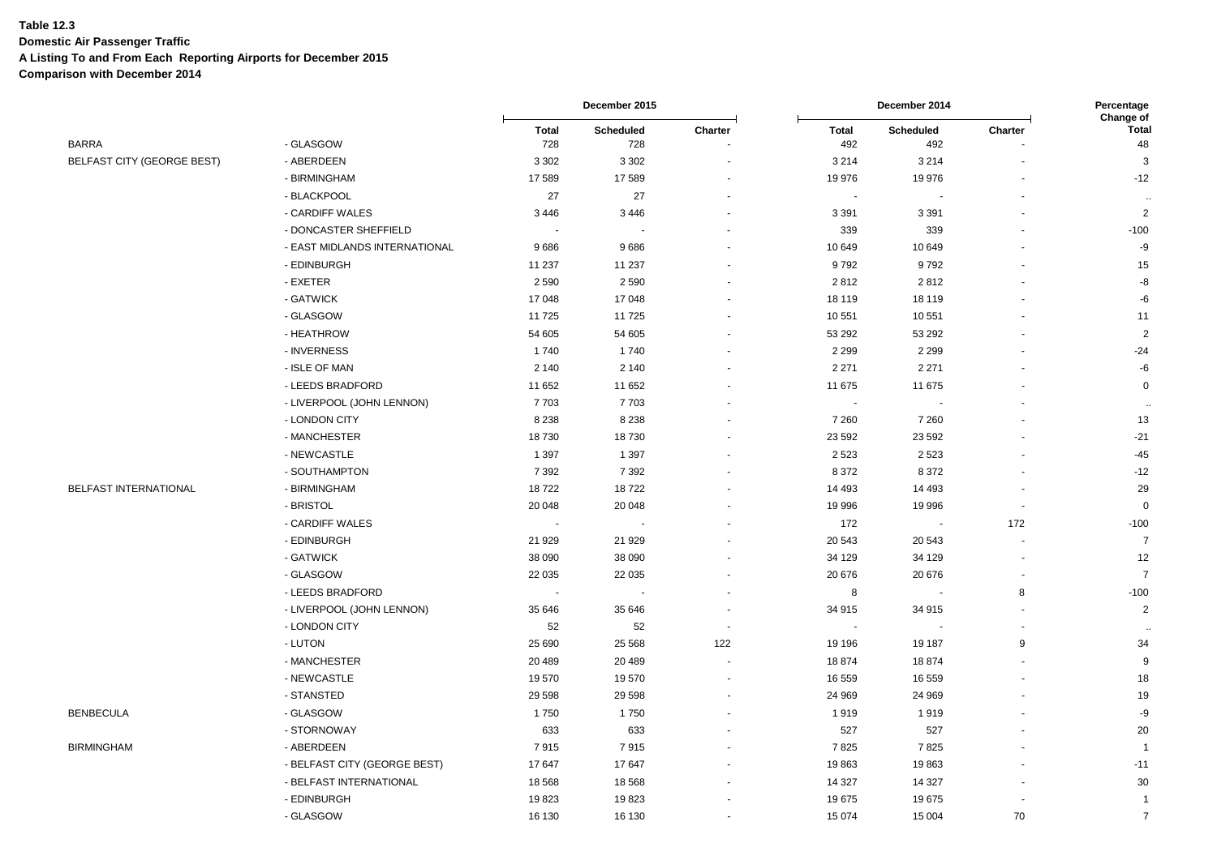**Table 12.3**
**Domestic Air Passenger Traffic**
**A Listing To and From Each Reporting Airports for December 2015**
**Comparison with December 2014**

| | | December 2015 | | | December 2014 | | | Percentage Change of |
|---|---|---|---|---|---|---|---|---|
| | | Total | Scheduled | Charter | Total | Scheduled | Charter | Total |
| BARRA | - GLASGOW | 728 | 728 | - | 492 | 492 | - | 48 |
| BELFAST CITY (GEORGE BEST) | - ABERDEEN | 3 302 | 3 302 | - | 3 214 | 3 214 | - | 3 |
| | - BIRMINGHAM | 17 589 | 17 589 | - | 19 976 | 19 976 | - | -12 |
| | - BLACKPOOL | 27 | 27 | - | - | - | - | .. |
| | - CARDIFF WALES | 3 446 | 3 446 | - | 3 391 | 3 391 | - | 2 |
| | - DONCASTER SHEFFIELD | - | - | - | 339 | 339 | - | -100 |
| | - EAST MIDLANDS INTERNATIONAL | 9 686 | 9 686 | - | 10 649 | 10 649 | - | -9 |
| | - EDINBURGH | 11 237 | 11 237 | - | 9 792 | 9 792 | - | 15 |
| | - EXETER | 2 590 | 2 590 | - | 2 812 | 2 812 | - | -8 |
| | - GATWICK | 17 048 | 17 048 | - | 18 119 | 18 119 | - | -6 |
| | - GLASGOW | 11 725 | 11 725 | - | 10 551 | 10 551 | - | 11 |
| | - HEATHROW | 54 605 | 54 605 | - | 53 292 | 53 292 | - | 2 |
| | - INVERNESS | 1 740 | 1 740 | - | 2 299 | 2 299 | - | -24 |
| | - ISLE OF MAN | 2 140 | 2 140 | - | 2 271 | 2 271 | - | -6 |
| | - LEEDS BRADFORD | 11 652 | 11 652 | - | 11 675 | 11 675 | - | 0 |
| | - LIVERPOOL (JOHN LENNON) | 7 703 | 7 703 | - | - | - | - | .. |
| | - LONDON CITY | 8 238 | 8 238 | - | 7 260 | 7 260 | - | 13 |
| | - MANCHESTER | 18 730 | 18 730 | - | 23 592 | 23 592 | - | -21 |
| | - NEWCASTLE | 1 397 | 1 397 | - | 2 523 | 2 523 | - | -45 |
| | - SOUTHAMPTON | 7 392 | 7 392 | - | 8 372 | 8 372 | - | -12 |
| BELFAST INTERNATIONAL | - BIRMINGHAM | 18 722 | 18 722 | - | 14 493 | 14 493 | - | 29 |
| | - BRISTOL | 20 048 | 20 048 | - | 19 996 | 19 996 | - | 0 |
| | - CARDIFF WALES | - | - | - | 172 | - | 172 | -100 |
| | - EDINBURGH | 21 929 | 21 929 | - | 20 543 | 20 543 | - | 7 |
| | - GATWICK | 38 090 | 38 090 | - | 34 129 | 34 129 | - | 12 |
| | - GLASGOW | 22 035 | 22 035 | - | 20 676 | 20 676 | - | 7 |
| | - LEEDS BRADFORD | - | - | - | 8 | - | 8 | -100 |
| | - LIVERPOOL (JOHN LENNON) | 35 646 | 35 646 | - | 34 915 | 34 915 | - | 2 |
| | - LONDON CITY | 52 | 52 | - | - | - | - | .. |
| | - LUTON | 25 690 | 25 568 | 122 | 19 196 | 19 187 | 9 | 34 |
| | - MANCHESTER | 20 489 | 20 489 | - | 18 874 | 18 874 | - | 9 |
| | - NEWCASTLE | 19 570 | 19 570 | - | 16 559 | 16 559 | - | 18 |
| | - STANSTED | 29 598 | 29 598 | - | 24 969 | 24 969 | - | 19 |
| BENBECULA | - GLASGOW | 1 750 | 1 750 | - | 1 919 | 1 919 | - | -9 |
| | - STORNOWAY | 633 | 633 | - | 527 | 527 | - | 20 |
| BIRMINGHAM | - ABERDEEN | 7 915 | 7 915 | - | 7 825 | 7 825 | - | 1 |
| | - BELFAST CITY (GEORGE BEST) | 17 647 | 17 647 | - | 19 863 | 19 863 | - | -11 |
| | - BELFAST INTERNATIONAL | 18 568 | 18 568 | - | 14 327 | 14 327 | - | 30 |
| | - EDINBURGH | 19 823 | 19 823 | - | 19 675 | 19 675 | - | 1 |
| | - GLASGOW | 16 130 | 16 130 | - | 15 074 | 15 004 | 70 | 7 |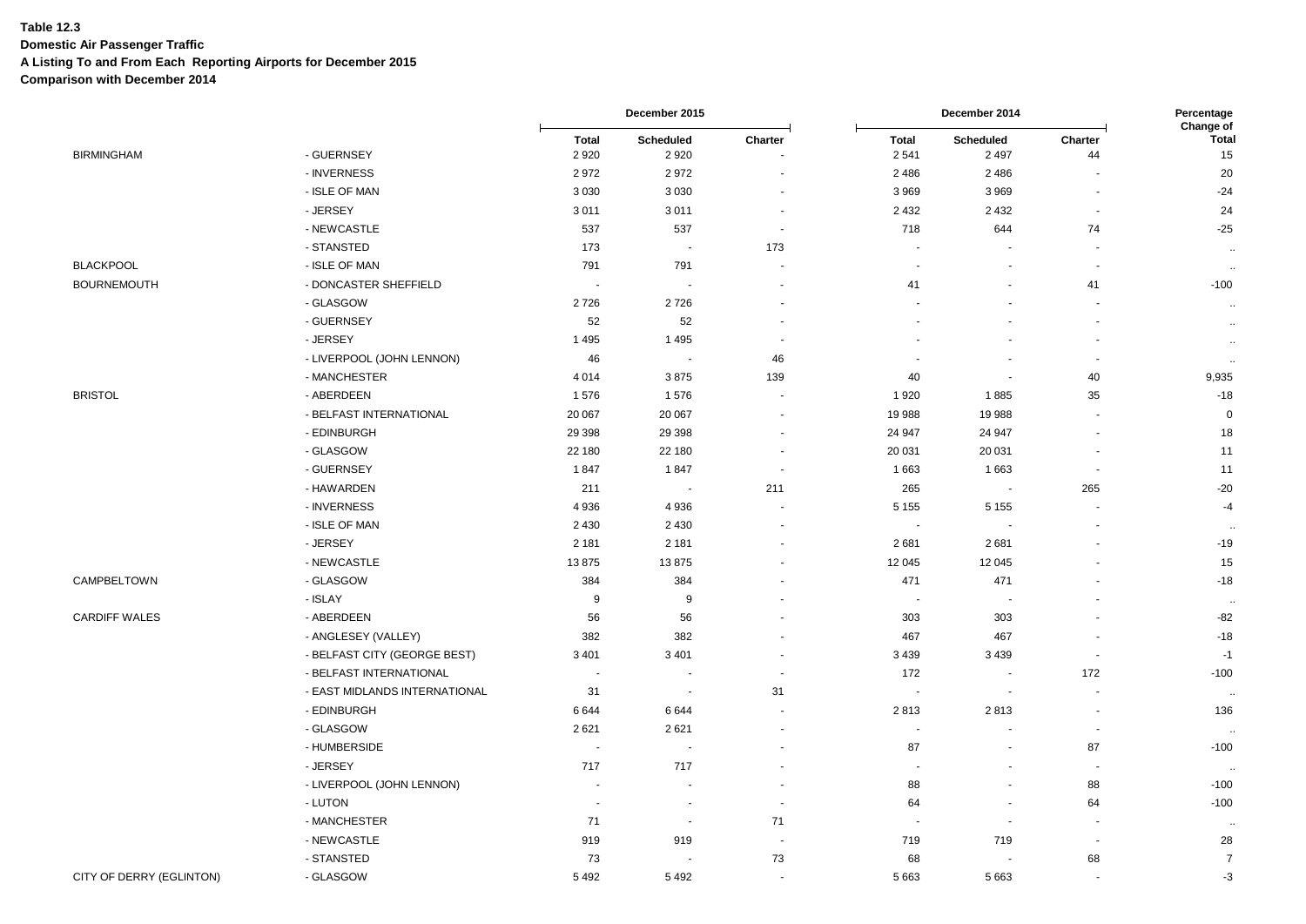**Table 12.3**
**Domestic Air Passenger Traffic**
**A Listing To and From Each Reporting Airports for December 2015**
**Comparison with December 2014**

| | | December 2015 | | | December 2014 | | | Percentage Change of |
|---|---|---|---|---|---|---|---|---|
| | | Total | Scheduled | Charter | Total | Scheduled | Charter | Total |
| BIRMINGHAM | - GUERNSEY | 2 920 | 2 920 | - | 2 541 | 2 497 | 44 | 15 |
| | - INVERNESS | 2 972 | 2 972 | - | 2 486 | 2 486 | - | 20 |
| | - ISLE OF MAN | 3 030 | 3 030 | - | 3 969 | 3 969 | - | -24 |
| | - JERSEY | 3 011 | 3 011 | - | 2 432 | 2 432 | - | 24 |
| | - NEWCASTLE | 537 | 537 | - | 718 | 644 | 74 | -25 |
| | - STANSTED | 173 | - | 173 | - | - | - | .. |
| BLACKPOOL | - ISLE OF MAN | 791 | 791 | - | - | - | - | .. |
| BOURNEMOUTH | - DONCASTER SHEFFIELD | - | - | - | 41 | - | 41 | -100 |
| | - GLASGOW | 2 726 | 2 726 | - | - | - | - | .. |
| | - GUERNSEY | 52 | 52 | - | - | - | - | .. |
| | - JERSEY | 1 495 | 1 495 | - | - | - | - | .. |
| | - LIVERPOOL (JOHN LENNON) | 46 | - | 46 | - | - | - | .. |
| | - MANCHESTER | 4 014 | 3 875 | 139 | 40 | - | 40 | 9,935 |
| BRISTOL | - ABERDEEN | 1 576 | 1 576 | - | 1 920 | 1 885 | 35 | -18 |
| | - BELFAST INTERNATIONAL | 20 067 | 20 067 | - | 19 988 | 19 988 | - | 0 |
| | - EDINBURGH | 29 398 | 29 398 | - | 24 947 | 24 947 | - | 18 |
| | - GLASGOW | 22 180 | 22 180 | - | 20 031 | 20 031 | - | 11 |
| | - GUERNSEY | 1 847 | 1 847 | - | 1 663 | 1 663 | - | 11 |
| | - HAWARDEN | 211 | - | 211 | 265 | - | 265 | -20 |
| | - INVERNESS | 4 936 | 4 936 | - | 5 155 | 5 155 | - | -4 |
| | - ISLE OF MAN | 2 430 | 2 430 | - | - | - | - | .. |
| | - JERSEY | 2 181 | 2 181 | - | 2 681 | 2 681 | - | -19 |
| | - NEWCASTLE | 13 875 | 13 875 | - | 12 045 | 12 045 | - | 15 |
| CAMPBELTOWN | - GLASGOW | 384 | 384 | - | 471 | 471 | - | -18 |
| | - ISLAY | 9 | 9 | - | - | - | - | .. |
| CARDIFF WALES | - ABERDEEN | 56 | 56 | - | 303 | 303 | - | -82 |
| | - ANGLESEY (VALLEY) | 382 | 382 | - | 467 | 467 | - | -18 |
| | - BELFAST CITY (GEORGE BEST) | 3 401 | 3 401 | - | 3 439 | 3 439 | - | -1 |
| | - BELFAST INTERNATIONAL | - | - | - | 172 | - | 172 | -100 |
| | - EAST MIDLANDS INTERNATIONAL | 31 | - | 31 | - | - | - | .. |
| | - EDINBURGH | 6 644 | 6 644 | - | 2 813 | 2 813 | - | 136 |
| | - GLASGOW | 2 621 | 2 621 | - | - | - | - | .. |
| | - HUMBERSIDE | - | - | - | 87 | - | 87 | -100 |
| | - JERSEY | 717 | 717 | - | - | - | - | .. |
| | - LIVERPOOL (JOHN LENNON) | - | - | - | 88 | - | 88 | -100 |
| | - LUTON | - | - | - | 64 | - | 64 | -100 |
| | - MANCHESTER | 71 | - | 71 | - | - | - | .. |
| | - NEWCASTLE | 919 | 919 | - | 719 | 719 | - | 28 |
| | - STANSTED | 73 | - | 73 | 68 | - | 68 | 7 |
| CITY OF DERRY (EGLINTON) | - GLASGOW | 5 492 | 5 492 | - | 5 663 | 5 663 | - | -3 |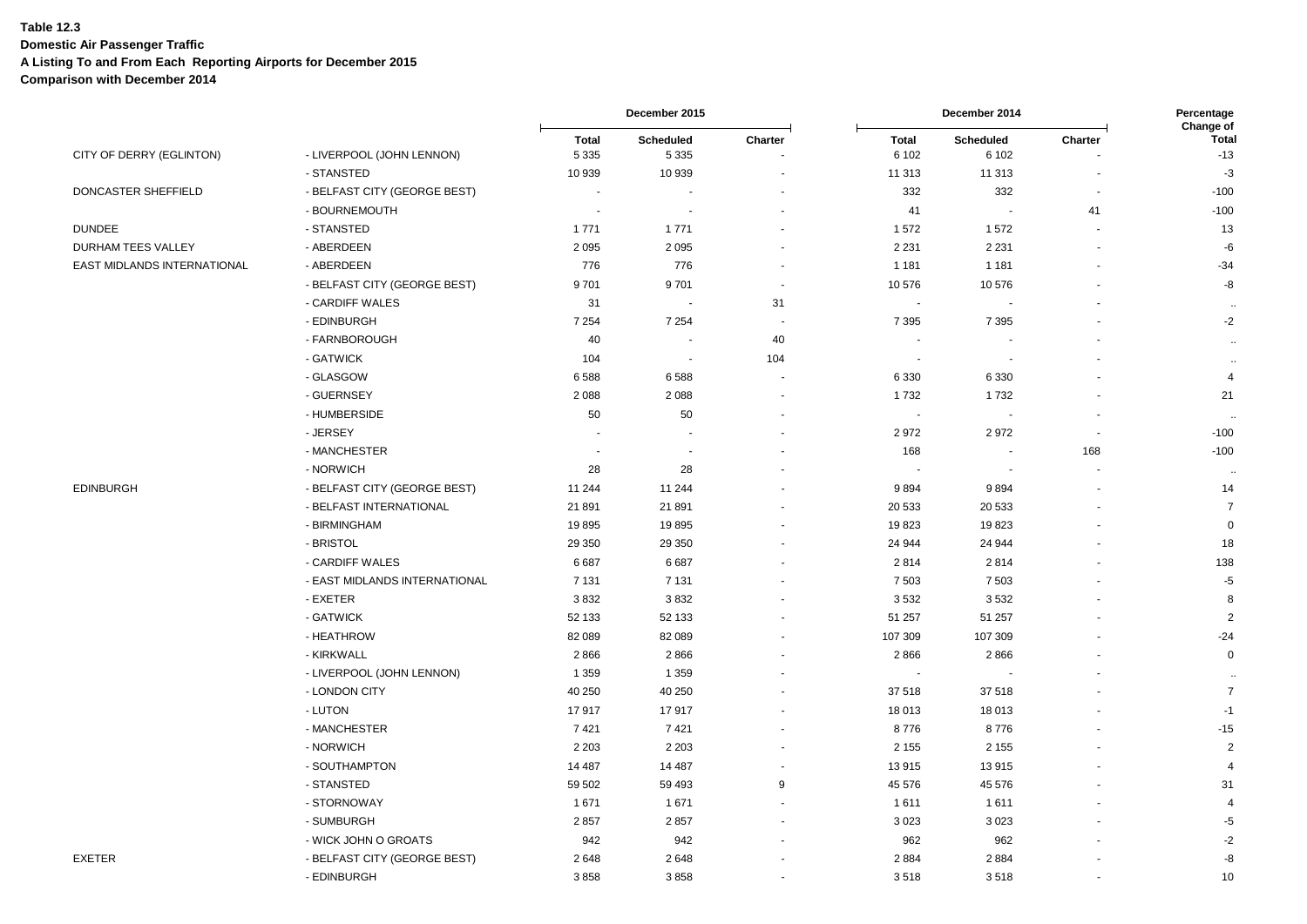**Table 12.3**

**Domestic Air Passenger Traffic**

**A Listing To and From Each Reporting Airports for December 2015**

**Comparison with December 2014**

| | | December 2015 | | | December 2014 | | | Percentage Change of |
|---|---|---|---|---|---|---|---|---|
| | | Total | Scheduled | Charter | Total | Scheduled | Charter | Total |
| CITY OF DERRY (EGLINTON) | - LIVERPOOL (JOHN LENNON) | 5 335 | 5 335 | - | 6 102 | 6 102 | - | -13 |
| | - STANSTED | 10 939 | 10 939 | - | 11 313 | 11 313 | - | -3 |
| DONCASTER SHEFFIELD | - BELFAST CITY (GEORGE BEST) | - | - | - | 332 | 332 | - | -100 |
| | - BOURNEMOUTH | - | - | - | 41 | - | 41 | -100 |
| DUNDEE | - STANSTED | 1 771 | 1 771 | - | 1 572 | 1 572 | - | 13 |
| DURHAM TEES VALLEY | - ABERDEEN | 2 095 | 2 095 | - | 2 231 | 2 231 | - | -6 |
| EAST MIDLANDS INTERNATIONAL | - ABERDEEN | 776 | 776 | - | 1 181 | 1 181 | - | -34 |
| | - BELFAST CITY (GEORGE BEST) | 9 701 | 9 701 | - | 10 576 | 10 576 | - | -8 |
| | - CARDIFF WALES | 31 | - | 31 | - | - | - | .. |
| | - EDINBURGH | 7 254 | 7 254 | - | 7 395 | 7 395 | - | -2 |
| | - FARNBOROUGH | 40 | - | 40 | - | - | - | .. |
| | - GATWICK | 104 | - | 104 | - | - | - | .. |
| | - GLASGOW | 6 588 | 6 588 | - | 6 330 | 6 330 | - | 4 |
| | - GUERNSEY | 2 088 | 2 088 | - | 1 732 | 1 732 | - | 21 |
| | - HUMBERSIDE | 50 | 50 | - | - | - | - | .. |
| | - JERSEY | - | - | - | 2 972 | 2 972 | - | -100 |
| | - MANCHESTER | - | - | - | 168 | - | 168 | -100 |
| | - NORWICH | 28 | 28 | - | - | - | - | .. |
| EDINBURGH | - BELFAST CITY (GEORGE BEST) | 11 244 | 11 244 | - | 9 894 | 9 894 | - | 14 |
| | - BELFAST INTERNATIONAL | 21 891 | 21 891 | - | 20 533 | 20 533 | - | 7 |
| | - BIRMINGHAM | 19 895 | 19 895 | - | 19 823 | 19 823 | - | 0 |
| | - BRISTOL | 29 350 | 29 350 | - | 24 944 | 24 944 | - | 18 |
| | - CARDIFF WALES | 6 687 | 6 687 | - | 2 814 | 2 814 | - | 138 |
| | - EAST MIDLANDS INTERNATIONAL | 7 131 | 7 131 | - | 7 503 | 7 503 | - | -5 |
| | - EXETER | 3 832 | 3 832 | - | 3 532 | 3 532 | - | 8 |
| | - GATWICK | 52 133 | 52 133 | - | 51 257 | 51 257 | - | 2 |
| | - HEATHROW | 82 089 | 82 089 | - | 107 309 | 107 309 | - | -24 |
| | - KIRKWALL | 2 866 | 2 866 | - | 2 866 | 2 866 | - | 0 |
| | - LIVERPOOL (JOHN LENNON) | 1 359 | 1 359 | - | - | - | - | .. |
| | - LONDON CITY | 40 250 | 40 250 | - | 37 518 | 37 518 | - | 7 |
| | - LUTON | 17 917 | 17 917 | - | 18 013 | 18 013 | - | -1 |
| | - MANCHESTER | 7 421 | 7 421 | - | 8 776 | 8 776 | - | -15 |
| | - NORWICH | 2 203 | 2 203 | - | 2 155 | 2 155 | - | 2 |
| | - SOUTHAMPTON | 14 487 | 14 487 | - | 13 915 | 13 915 | - | 4 |
| | - STANSTED | 59 502 | 59 493 | 9 | 45 576 | 45 576 | - | 31 |
| | - STORNOWAY | 1 671 | 1 671 | - | 1 611 | 1 611 | - | 4 |
| | - SUMBURGH | 2 857 | 2 857 | - | 3 023 | 3 023 | - | -5 |
| | - WICK JOHN O GROATS | 942 | 942 | - | 962 | 962 | - | -2 |
| EXETER | - BELFAST CITY (GEORGE BEST) | 2 648 | 2 648 | - | 2 884 | 2 884 | - | -8 |
| | - EDINBURGH | 3 858 | 3 858 | - | 3 518 | 3 518 | - | 10 |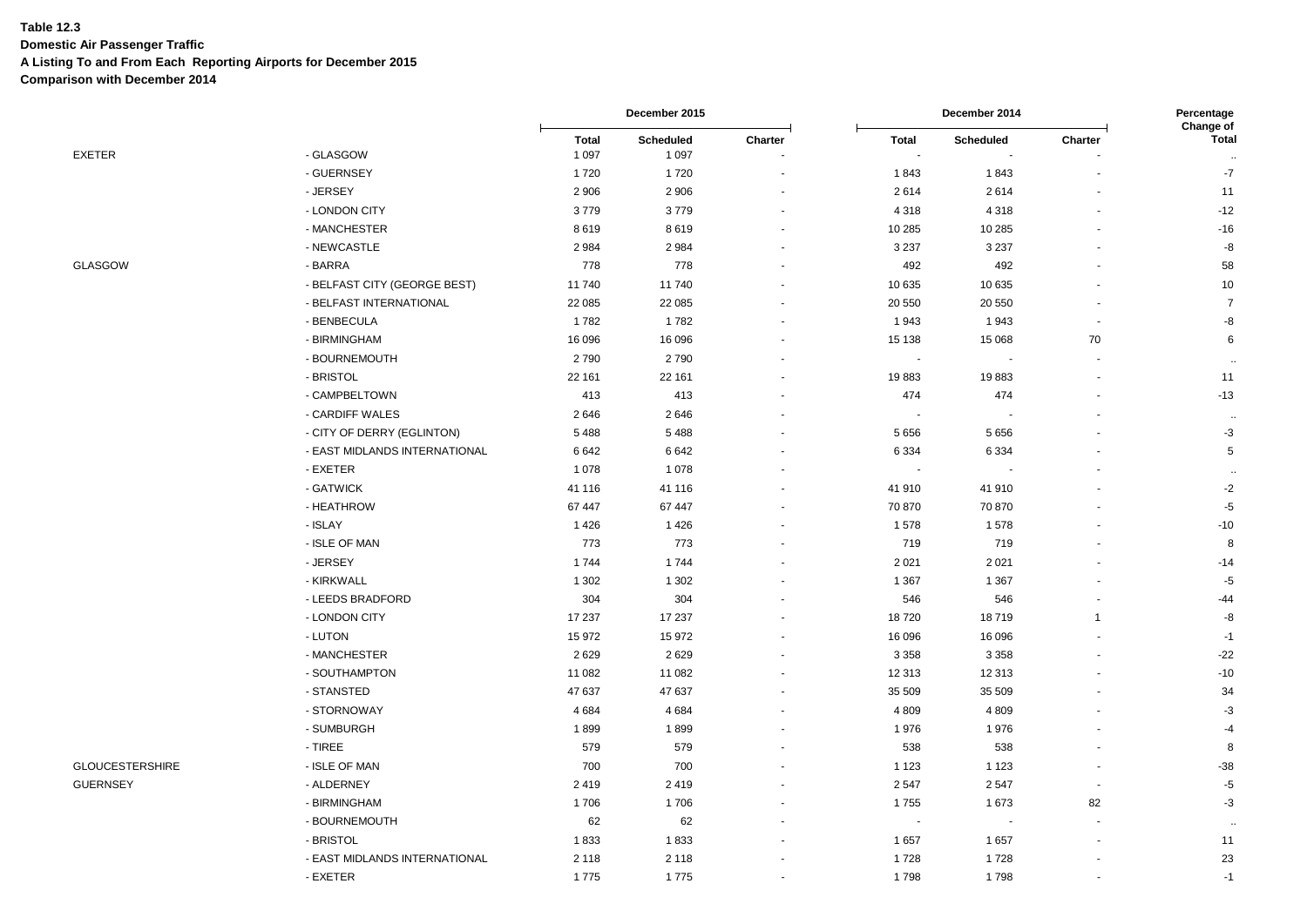**Table 12.3**
**Domestic Air Passenger Traffic**
**A Listing To and From Each Reporting Airports for December 2015**
**Comparison with December 2014**

| | | December 2015 | | | December 2014 | | | Percentage Change of |
|---|---|---|---|---|---|---|---|---|
| | | Total | Scheduled | Charter | Total | Scheduled | Charter | Total |
| EXETER | - GLASGOW | 1 097 | 1 097 | - | - | - | - | .. |
| | - GUERNSEY | 1 720 | 1 720 | - | 1 843 | 1 843 | - | -7 |
| | - JERSEY | 2 906 | 2 906 | - | 2 614 | 2 614 | - | 11 |
| | - LONDON CITY | 3 779 | 3 779 | - | 4 318 | 4 318 | - | -12 |
| | - MANCHESTER | 8 619 | 8 619 | - | 10 285 | 10 285 | - | -16 |
| | - NEWCASTLE | 2 984 | 2 984 | - | 3 237 | 3 237 | - | -8 |
| GLASGOW | - BARRA | 778 | 778 | - | 492 | 492 | - | 58 |
| | - BELFAST CITY (GEORGE BEST) | 11 740 | 11 740 | - | 10 635 | 10 635 | - | 10 |
| | - BELFAST INTERNATIONAL | 22 085 | 22 085 | - | 20 550 | 20 550 | - | 7 |
| | - BENBECULA | 1 782 | 1 782 | - | 1 943 | 1 943 | - | -8 |
| | - BIRMINGHAM | 16 096 | 16 096 | - | 15 138 | 15 068 | 70 | 6 |
| | - BOURNEMOUTH | 2 790 | 2 790 | - | - | - | - | .. |
| | - BRISTOL | 22 161 | 22 161 | - | 19 883 | 19 883 | - | 11 |
| | - CAMPBELTOWN | 413 | 413 | - | 474 | 474 | - | -13 |
| | - CARDIFF WALES | 2 646 | 2 646 | - | - | - | - | .. |
| | - CITY OF DERRY (EGLINTON) | 5 488 | 5 488 | - | 5 656 | 5 656 | - | -3 |
| | - EAST MIDLANDS INTERNATIONAL | 6 642 | 6 642 | - | 6 334 | 6 334 | - | 5 |
| | - EXETER | 1 078 | 1 078 | - | - | - | - | .. |
| | - GATWICK | 41 116 | 41 116 | - | 41 910 | 41 910 | - | -2 |
| | - HEATHROW | 67 447 | 67 447 | - | 70 870 | 70 870 | - | -5 |
| | - ISLAY | 1 426 | 1 426 | - | 1 578 | 1 578 | - | -10 |
| | - ISLE OF MAN | 773 | 773 | - | 719 | 719 | - | 8 |
| | - JERSEY | 1 744 | 1 744 | - | 2 021 | 2 021 | - | -14 |
| | - KIRKWALL | 1 302 | 1 302 | - | 1 367 | 1 367 | - | -5 |
| | - LEEDS BRADFORD | 304 | 304 | - | 546 | 546 | - | -44 |
| | - LONDON CITY | 17 237 | 17 237 | - | 18 720 | 18 719 | 1 | -8 |
| | - LUTON | 15 972 | 15 972 | - | 16 096 | 16 096 | - | -1 |
| | - MANCHESTER | 2 629 | 2 629 | - | 3 358 | 3 358 | - | -22 |
| | - SOUTHAMPTON | 11 082 | 11 082 | - | 12 313 | 12 313 | - | -10 |
| | - STANSTED | 47 637 | 47 637 | - | 35 509 | 35 509 | - | 34 |
| | - STORNOWAY | 4 684 | 4 684 | - | 4 809 | 4 809 | - | -3 |
| | - SUMBURGH | 1 899 | 1 899 | - | 1 976 | 1 976 | - | -4 |
| | - TIREE | 579 | 579 | - | 538 | 538 | - | 8 |
| GLOUCESTERSHIRE | - ISLE OF MAN | 700 | 700 | - | 1 123 | 1 123 | - | -38 |
| GUERNSEY | - ALDERNEY | 2 419 | 2 419 | - | 2 547 | 2 547 | - | -5 |
| | - BIRMINGHAM | 1 706 | 1 706 | - | 1 755 | 1 673 | 82 | -3 |
| | - BOURNEMOUTH | 62 | 62 | - | - | - | - | .. |
| | - BRISTOL | 1 833 | 1 833 | - | 1 657 | 1 657 | - | 11 |
| | - EAST MIDLANDS INTERNATIONAL | 2 118 | 2 118 | - | 1 728 | 1 728 | - | 23 |
| | - EXETER | 1 775 | 1 775 | - | 1 798 | 1 798 | - | -1 |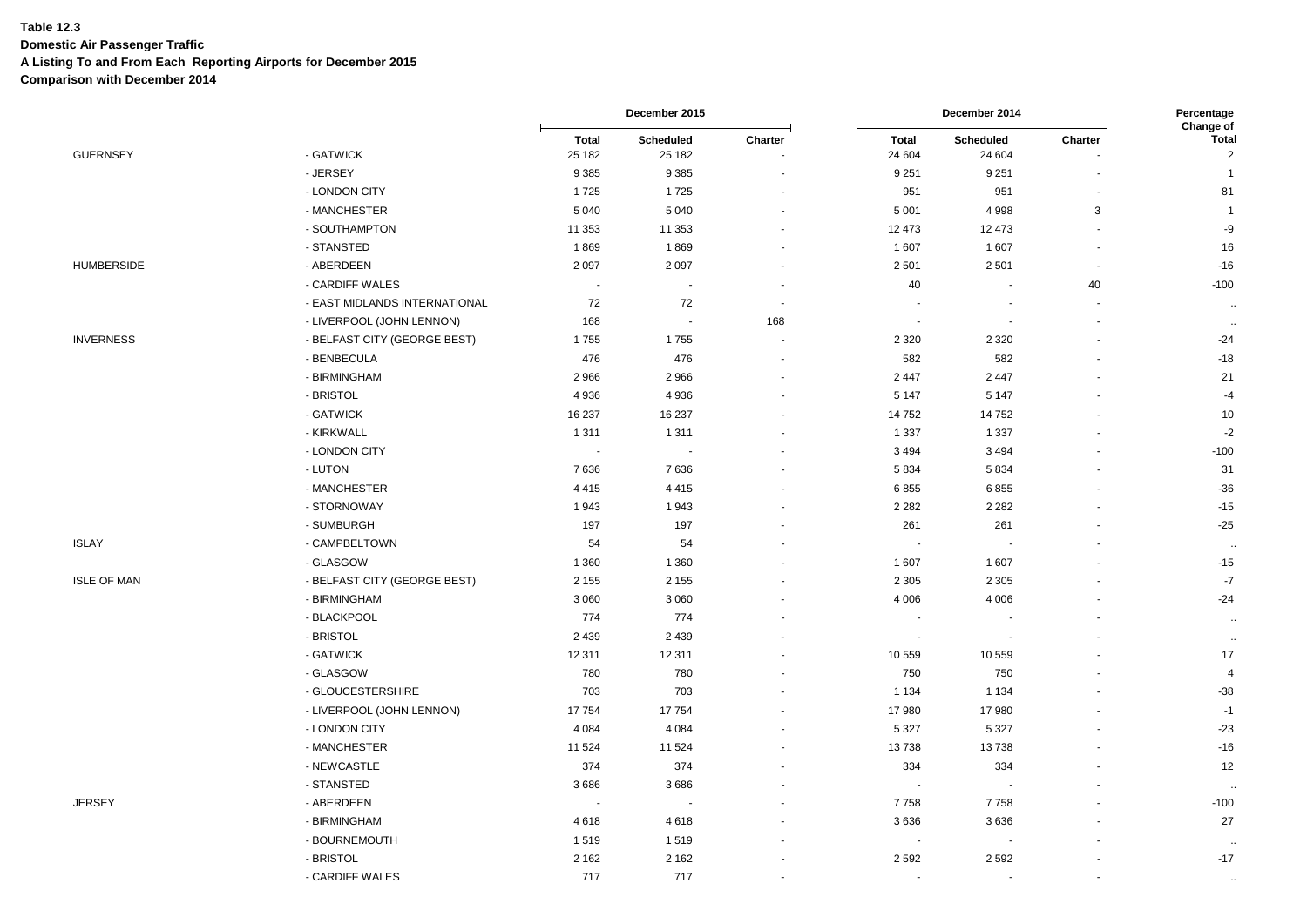**Table 12.3**

**Domestic Air Passenger Traffic**

**A Listing To and From Each Reporting Airports for December 2015**

**Comparison with December 2014**

| | | December 2015 | | | December 2014 | | | Percentage Change of |
|---|---|---|---|---|---|---|---|---|
| | | Total | Scheduled | Charter | Total | Scheduled | Charter | Total |
| GUERNSEY | - GATWICK | 25 182 | 25 182 | - | 24 604 | 24 604 | - | 2 |
| | - JERSEY | 9 385 | 9 385 | - | 9 251 | 9 251 | - | 1 |
| | - LONDON CITY | 1 725 | 1 725 | - | 951 | 951 | - | 81 |
| | - MANCHESTER | 5 040 | 5 040 | - | 5 001 | 4 998 | 3 | 1 |
| | - SOUTHAMPTON | 11 353 | 11 353 | - | 12 473 | 12 473 | - | -9 |
| | - STANSTED | 1 869 | 1 869 | - | 1 607 | 1 607 | - | 16 |
| HUMBERSIDE | - ABERDEEN | 2 097 | 2 097 | - | 2 501 | 2 501 | - | -16 |
| | - CARDIFF WALES | - | - | - | 40 | - | 40 | -100 |
| | - EAST MIDLANDS INTERNATIONAL | 72 | 72 | - | - | - | - | .. |
| | - LIVERPOOL (JOHN LENNON) | 168 | - | 168 | - | - | - | .. |
| INVERNESS | - BELFAST CITY (GEORGE BEST) | 1 755 | 1 755 | - | 2 320 | 2 320 | - | -24 |
| | - BENBECULA | 476 | 476 | - | 582 | 582 | - | -18 |
| | - BIRMINGHAM | 2 966 | 2 966 | - | 2 447 | 2 447 | - | 21 |
| | - BRISTOL | 4 936 | 4 936 | - | 5 147 | 5 147 | - | -4 |
| | - GATWICK | 16 237 | 16 237 | - | 14 752 | 14 752 | - | 10 |
| | - KIRKWALL | 1 311 | 1 311 | - | 1 337 | 1 337 | - | -2 |
| | - LONDON CITY | - | - | - | 3 494 | 3 494 | - | -100 |
| | - LUTON | 7 636 | 7 636 | - | 5 834 | 5 834 | - | 31 |
| | - MANCHESTER | 4 415 | 4 415 | - | 6 855 | 6 855 | - | -36 |
| | - STORNOWAY | 1 943 | 1 943 | - | 2 282 | 2 282 | - | -15 |
| | - SUMBURGH | 197 | 197 | - | 261 | 261 | - | -25 |
| ISLAY | - CAMPBELTOWN | 54 | 54 | - | - | - | - | .. |
| | - GLASGOW | 1 360 | 1 360 | - | 1 607 | 1 607 | - | -15 |
| ISLE OF MAN | - BELFAST CITY (GEORGE BEST) | 2 155 | 2 155 | - | 2 305 | 2 305 | - | -7 |
| | - BIRMINGHAM | 3 060 | 3 060 | - | 4 006 | 4 006 | - | -24 |
| | - BLACKPOOL | 774 | 774 | - | - | - | - | .. |
| | - BRISTOL | 2 439 | 2 439 | - | - | - | - | .. |
| | - GATWICK | 12 311 | 12 311 | - | 10 559 | 10 559 | - | 17 |
| | - GLASGOW | 780 | 780 | - | 750 | 750 | - | 4 |
| | - GLOUCESTERSHIRE | 703 | 703 | - | 1 134 | 1 134 | - | -38 |
| | - LIVERPOOL (JOHN LENNON) | 17 754 | 17 754 | - | 17 980 | 17 980 | - | -1 |
| | - LONDON CITY | 4 084 | 4 084 | - | 5 327 | 5 327 | - | -23 |
| | - MANCHESTER | 11 524 | 11 524 | - | 13 738 | 13 738 | - | -16 |
| | - NEWCASTLE | 374 | 374 | - | 334 | 334 | - | 12 |
| | - STANSTED | 3 686 | 3 686 | - | - | - | - | .. |
| JERSEY | - ABERDEEN | - | - | - | 7 758 | 7 758 | - | -100 |
| | - BIRMINGHAM | 4 618 | 4 618 | - | 3 636 | 3 636 | - | 27 |
| | - BOURNEMOUTH | 1 519 | 1 519 | - | - | - | - | .. |
| | - BRISTOL | 2 162 | 2 162 | - | 2 592 | 2 592 | - | -17 |
| | - CARDIFF WALES | 717 | 717 | - | - | - | - | .. |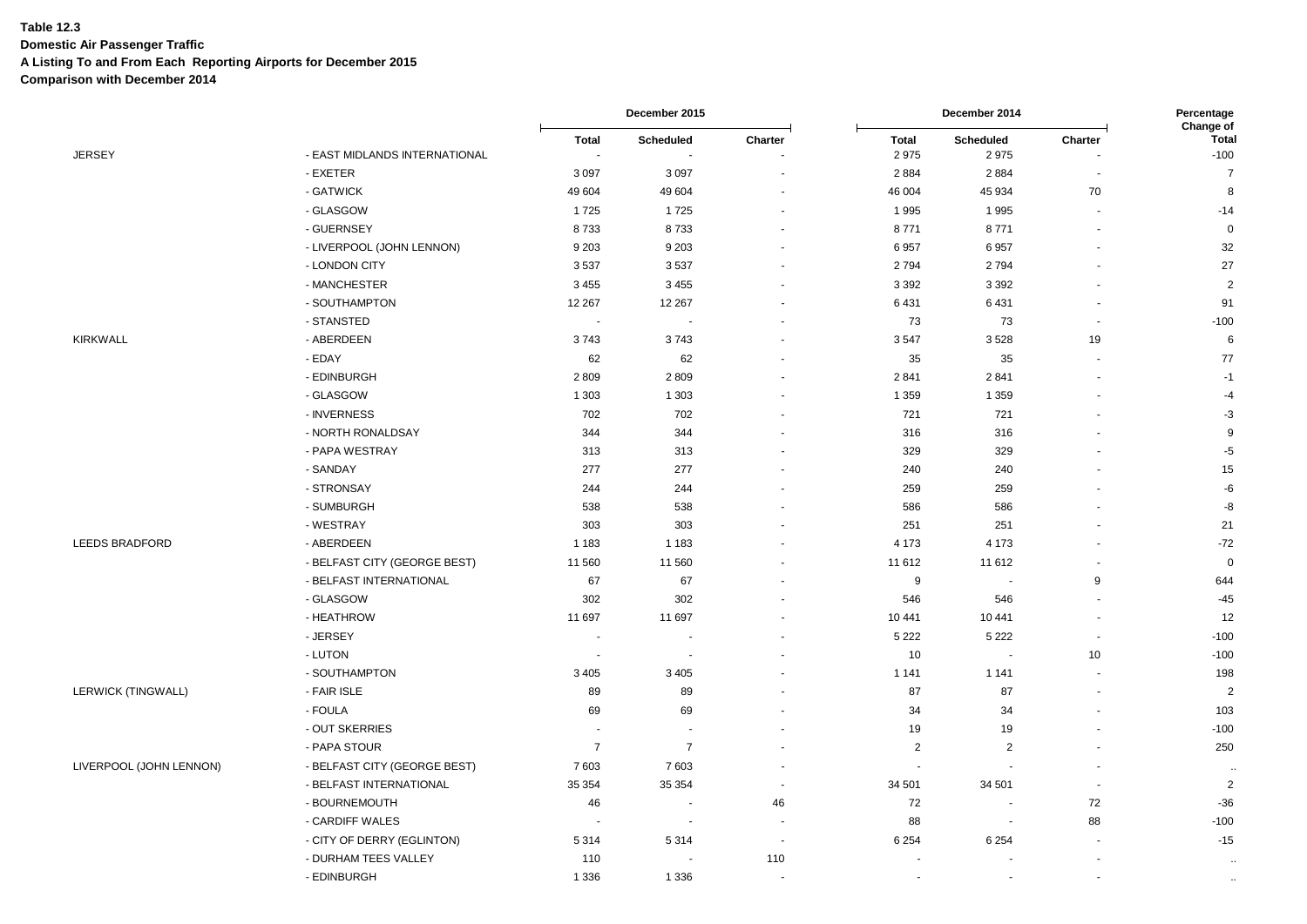**Table 12.3**
**Domestic Air Passenger Traffic**
**A Listing To and From Each Reporting Airports for December 2015**
**Comparison with December 2014**

| | | December 2015 | | | December 2014 | | | Percentage Change of |
|---|---|---|---|---|---|---|---|---|
| | | Total | Scheduled | Charter | Total | Scheduled | Charter | Total |
| JERSEY | - EAST MIDLANDS INTERNATIONAL | - | - | - | 2 975 | 2 975 | - | -100 |
| | - EXETER | 3 097 | 3 097 | - | 2 884 | 2 884 | - | 7 |
| | - GATWICK | 49 604 | 49 604 | - | 46 004 | 45 934 | 70 | 8 |
| | - GLASGOW | 1 725 | 1 725 | - | 1 995 | 1 995 | - | -14 |
| | - GUERNSEY | 8 733 | 8 733 | - | 8 771 | 8 771 | - | 0 |
| | - LIVERPOOL (JOHN LENNON) | 9 203 | 9 203 | - | 6 957 | 6 957 | - | 32 |
| | - LONDON CITY | 3 537 | 3 537 | - | 2 794 | 2 794 | - | 27 |
| | - MANCHESTER | 3 455 | 3 455 | - | 3 392 | 3 392 | - | 2 |
| | - SOUTHAMPTON | 12 267 | 12 267 | - | 6 431 | 6 431 | - | 91 |
| | - STANSTED | - | - | - | 73 | 73 | - | -100 |
| KIRKWALL | - ABERDEEN | 3 743 | 3 743 | - | 3 547 | 3 528 | 19 | 6 |
| | - EDAY | 62 | 62 | - | 35 | 35 | - | 77 |
| | - EDINBURGH | 2 809 | 2 809 | - | 2 841 | 2 841 | - | -1 |
| | - GLASGOW | 1 303 | 1 303 | - | 1 359 | 1 359 | - | -4 |
| | - INVERNESS | 702 | 702 | - | 721 | 721 | - | -3 |
| | - NORTH RONALDSAY | 344 | 344 | - | 316 | 316 | - | 9 |
| | - PAPA WESTRAY | 313 | 313 | - | 329 | 329 | - | -5 |
| | - SANDAY | 277 | 277 | - | 240 | 240 | - | 15 |
| | - STRONSAY | 244 | 244 | - | 259 | 259 | - | -6 |
| | - SUMBURGH | 538 | 538 | - | 586 | 586 | - | -8 |
| | - WESTRAY | 303 | 303 | - | 251 | 251 | - | 21 |
| LEEDS BRADFORD | - ABERDEEN | 1 183 | 1 183 | - | 4 173 | 4 173 | - | -72 |
| | - BELFAST CITY (GEORGE BEST) | 11 560 | 11 560 | - | 11 612 | 11 612 | - | 0 |
| | - BELFAST INTERNATIONAL | 67 | 67 | - | 9 | - | 9 | 644 |
| | - GLASGOW | 302 | 302 | - | 546 | 546 | - | -45 |
| | - HEATHROW | 11 697 | 11 697 | - | 10 441 | 10 441 | - | 12 |
| | - JERSEY | - | - | - | 5 222 | 5 222 | - | -100 |
| | - LUTON | - | - | - | 10 | - | 10 | -100 |
| | - SOUTHAMPTON | 3 405 | 3 405 | - | 1 141 | 1 141 | - | 198 |
| LERWICK (TINGWALL) | - FAIR ISLE | 89 | 89 | - | 87 | 87 | - | 2 |
| | - FOULA | 69 | 69 | - | 34 | 34 | - | 103 |
| | - OUT SKERRIES | - | - | - | 19 | 19 | - | -100 |
| | - PAPA STOUR | 7 | 7 | - | 2 | 2 | - | 250 |
| LIVERPOOL (JOHN LENNON) | - BELFAST CITY (GEORGE BEST) | 7 603 | 7 603 | - | - | - | - | .. |
| | - BELFAST INTERNATIONAL | 35 354 | 35 354 | - | 34 501 | 34 501 | - | 2 |
| | - BOURNEMOUTH | 46 | - | 46 | 72 | - | 72 | -36 |
| | - CARDIFF WALES | - | - | - | 88 | - | 88 | -100 |
| | - CITY OF DERRY (EGLINTON) | 5 314 | 5 314 | - | 6 254 | 6 254 | - | -15 |
| | - DURHAM TEES VALLEY | 110 | - | 110 | - | - | - | .. |
| | - EDINBURGH | 1 336 | 1 336 | - | - | - | - | .. |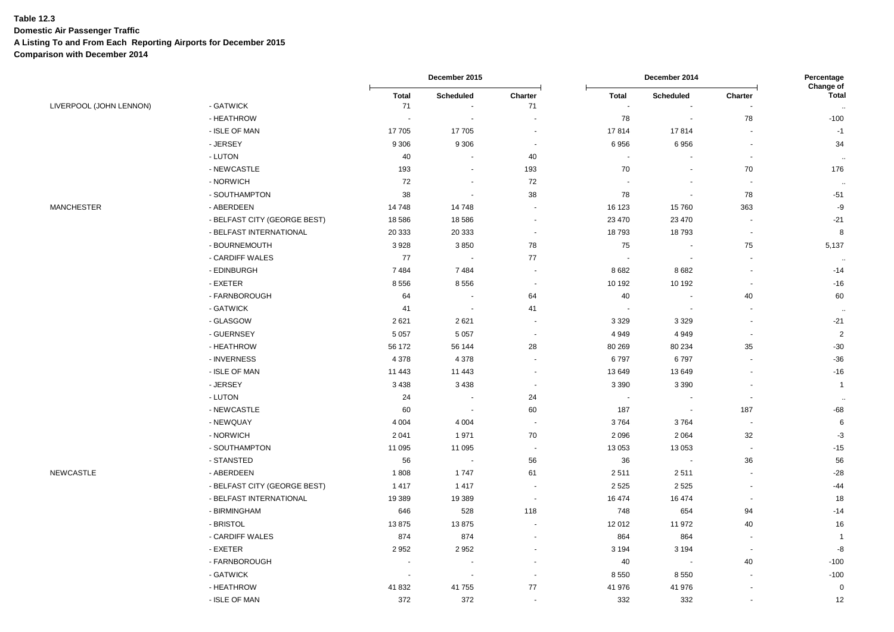**Table 12.3**
**Domestic Air Passenger Traffic**
**A Listing To and From Each Reporting Airports for December 2015**
**Comparison with December 2014**

| | | December 2015 | | | December 2014 | | | Percentage Change of |
|---|---|---|---|---|---|---|---|---|
| | | Total | Scheduled | Charter | Total | Scheduled | Charter | Total |
| LIVERPOOL (JOHN LENNON) | - GATWICK | 71 | - | 71 | - | - | - | .. |
| | - HEATHROW | - | - | - | 78 | - | 78 | -100 |
| | - ISLE OF MAN | 17 705 | 17 705 | - | 17 814 | 17 814 | - | -1 |
| | - JERSEY | 9 306 | 9 306 | - | 6 956 | 6 956 | - | 34 |
| | - LUTON | 40 | - | 40 | - | - | - | .. |
| | - NEWCASTLE | 193 | - | 193 | 70 | - | 70 | 176 |
| | - NORWICH | 72 | - | 72 | - | - | - | .. |
| | - SOUTHAMPTON | 38 | - | 38 | 78 | - | 78 | -51 |
| MANCHESTER | - ABERDEEN | 14 748 | 14 748 | - | 16 123 | 15 760 | 363 | -9 |
| | - BELFAST CITY (GEORGE BEST) | 18 586 | 18 586 | - | 23 470 | 23 470 | - | -21 |
| | - BELFAST INTERNATIONAL | 20 333 | 20 333 | - | 18 793 | 18 793 | - | 8 |
| | - BOURNEMOUTH | 3 928 | 3 850 | 78 | 75 | - | 75 | 5,137 |
| | - CARDIFF WALES | 77 | - | 77 | - | - | - | .. |
| | - EDINBURGH | 7 484 | 7 484 | - | 8 682 | 8 682 | - | -14 |
| | - EXETER | 8 556 | 8 556 | - | 10 192 | 10 192 | - | -16 |
| | - FARNBOROUGH | 64 | - | 64 | 40 | - | 40 | 60 |
| | - GATWICK | 41 | - | 41 | - | - | - | .. |
| | - GLASGOW | 2 621 | 2 621 | - | 3 329 | 3 329 | - | -21 |
| | - GUERNSEY | 5 057 | 5 057 | - | 4 949 | 4 949 | - | 2 |
| | - HEATHROW | 56 172 | 56 144 | 28 | 80 269 | 80 234 | 35 | -30 |
| | - INVERNESS | 4 378 | 4 378 | - | 6 797 | 6 797 | - | -36 |
| | - ISLE OF MAN | 11 443 | 11 443 | - | 13 649 | 13 649 | - | -16 |
| | - JERSEY | 3 438 | 3 438 | - | 3 390 | 3 390 | - | 1 |
| | - LUTON | 24 | - | 24 | - | - | - | .. |
| | - NEWCASTLE | 60 | - | 60 | 187 | - | 187 | -68 |
| | - NEWQUAY | 4 004 | 4 004 | - | 3 764 | 3 764 | - | 6 |
| | - NORWICH | 2 041 | 1 971 | 70 | 2 096 | 2 064 | 32 | -3 |
| | - SOUTHAMPTON | 11 095 | 11 095 | - | 13 053 | 13 053 | - | -15 |
| | - STANSTED | 56 | - | 56 | 36 | - | 36 | 56 |
| NEWCASTLE | - ABERDEEN | 1 808 | 1 747 | 61 | 2 511 | 2 511 | - | -28 |
| | - BELFAST CITY (GEORGE BEST) | 1 417 | 1 417 | - | 2 525 | 2 525 | - | -44 |
| | - BELFAST INTERNATIONAL | 19 389 | 19 389 | - | 16 474 | 16 474 | - | 18 |
| | - BIRMINGHAM | 646 | 528 | 118 | 748 | 654 | 94 | -14 |
| | - BRISTOL | 13 875 | 13 875 | - | 12 012 | 11 972 | 40 | 16 |
| | - CARDIFF WALES | 874 | 874 | - | 864 | 864 | - | 1 |
| | - EXETER | 2 952 | 2 952 | - | 3 194 | 3 194 | - | -8 |
| | - FARNBOROUGH | - | - | - | 40 | - | 40 | -100 |
| | - GATWICK | - | - | - | 8 550 | 8 550 | - | -100 |
| | - HEATHROW | 41 832 | 41 755 | 77 | 41 976 | 41 976 | - | 0 |
| | - ISLE OF MAN | 372 | 372 | - | 332 | 332 | - | 12 |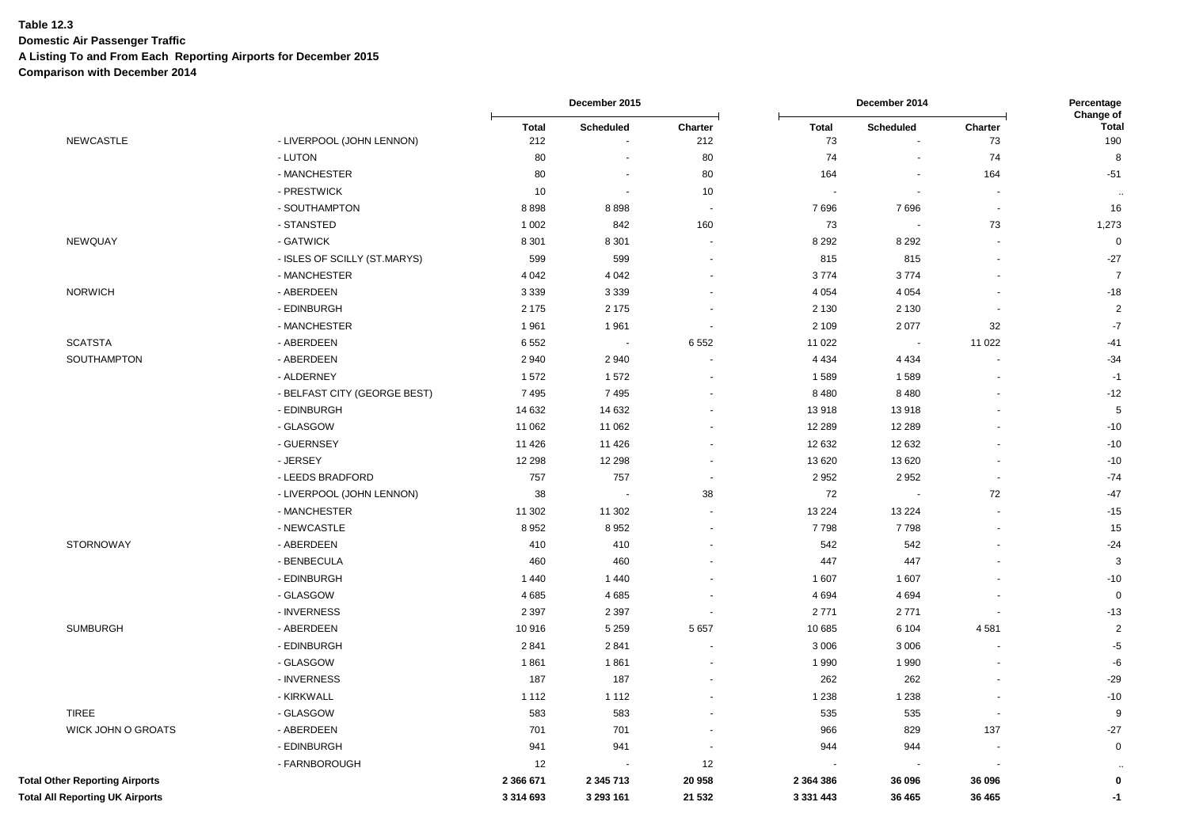**Table 12.3**
**Domestic Air Passenger Traffic**
**A Listing To and From Each Reporting Airports for December 2015**
**Comparison with December 2014**

| | | December 2015 | | | December 2014 | | | Percentage Change of |
|---|---|---|---|---|---|---|---|---|
| | | Total | Scheduled | Charter | Total | Scheduled | Charter | Total |
| NEWCASTLE | - LIVERPOOL (JOHN LENNON) | 212 | - | 212 | 73 | - | 73 | 190 |
| | - LUTON | 80 | - | 80 | 74 | - | 74 | 8 |
| | - MANCHESTER | 80 | - | 80 | 164 | - | 164 | -51 |
| | - PRESTWICK | 10 | - | 10 | - | - | - | .. |
| | - SOUTHAMPTON | 8 898 | 8 898 | - | 7 696 | 7 696 | - | 16 |
| | - STANSTED | 1 002 | 842 | 160 | 73 | - | 73 | 1,273 |
| NEWQUAY | - GATWICK | 8 301 | 8 301 | - | 8 292 | 8 292 | - | 0 |
| | - ISLES OF SCILLY (ST.MARYS) | 599 | 599 | - | 815 | 815 | - | -27 |
| | - MANCHESTER | 4 042 | 4 042 | - | 3 774 | 3 774 | - | 7 |
| NORWICH | - ABERDEEN | 3 339 | 3 339 | - | 4 054 | 4 054 | - | -18 |
| | - EDINBURGH | 2 175 | 2 175 | - | 2 130 | 2 130 | - | 2 |
| | - MANCHESTER | 1 961 | 1 961 | - | 2 109 | 2 077 | 32 | -7 |
| SCATSTA | - ABERDEEN | 6 552 | - | 6 552 | 11 022 | - | 11 022 | -41 |
| SOUTHAMPTON | - ABERDEEN | 2 940 | 2 940 | - | 4 434 | 4 434 | - | -34 |
| | - ALDERNEY | 1 572 | 1 572 | - | 1 589 | 1 589 | - | -1 |
| | - BELFAST CITY (GEORGE BEST) | 7 495 | 7 495 | - | 8 480 | 8 480 | - | -12 |
| | - EDINBURGH | 14 632 | 14 632 | - | 13 918 | 13 918 | - | 5 |
| | - GLASGOW | 11 062 | 11 062 | - | 12 289 | 12 289 | - | -10 |
| | - GUERNSEY | 11 426 | 11 426 | - | 12 632 | 12 632 | - | -10 |
| | - JERSEY | 12 298 | 12 298 | - | 13 620 | 13 620 | - | -10 |
| | - LEEDS BRADFORD | 757 | 757 | - | 2 952 | 2 952 | - | -74 |
| | - LIVERPOOL (JOHN LENNON) | 38 | - | 38 | 72 | - | 72 | -47 |
| | - MANCHESTER | 11 302 | 11 302 | - | 13 224 | 13 224 | - | -15 |
| | - NEWCASTLE | 8 952 | 8 952 | - | 7 798 | 7 798 | - | 15 |
| STORNOWAY | - ABERDEEN | 410 | 410 | - | 542 | 542 | - | -24 |
| | - BENBECULA | 460 | 460 | - | 447 | 447 | - | 3 |
| | - EDINBURGH | 1 440 | 1 440 | - | 1 607 | 1 607 | - | -10 |
| | - GLASGOW | 4 685 | 4 685 | - | 4 694 | 4 694 | - | 0 |
| | - INVERNESS | 2 397 | 2 397 | - | 2 771 | 2 771 | - | -13 |
| SUMBURGH | - ABERDEEN | 10 916 | 5 259 | 5 657 | 10 685 | 6 104 | 4 581 | 2 |
| | - EDINBURGH | 2 841 | 2 841 | - | 3 006 | 3 006 | - | -5 |
| | - GLASGOW | 1 861 | 1 861 | - | 1 990 | 1 990 | - | -6 |
| | - INVERNESS | 187 | 187 | - | 262 | 262 | - | -29 |
| | - KIRKWALL | 1 112 | 1 112 | - | 1 238 | 1 238 | - | -10 |
| TIREE | - GLASGOW | 583 | 583 | - | 535 | 535 | - | 9 |
| WICK JOHN O GROATS | - ABERDEEN | 701 | 701 | - | 966 | 829 | 137 | -27 |
| | - EDINBURGH | 941 | 941 | - | 944 | 944 | - | 0 |
| | - FARNBOROUGH | 12 | - | 12 | - | - | - | .. |
| **Total Other Reporting Airports** | | **2 366 671** | **2 345 713** | **20 958** | **2 364 386** | **36 096** | **36 096** | **0** |
| **Total All Reporting UK Airports** | | **3 314 693** | **3 293 161** | **21 532** | **3 331 443** | **36 465** | **36 465** | **-1** |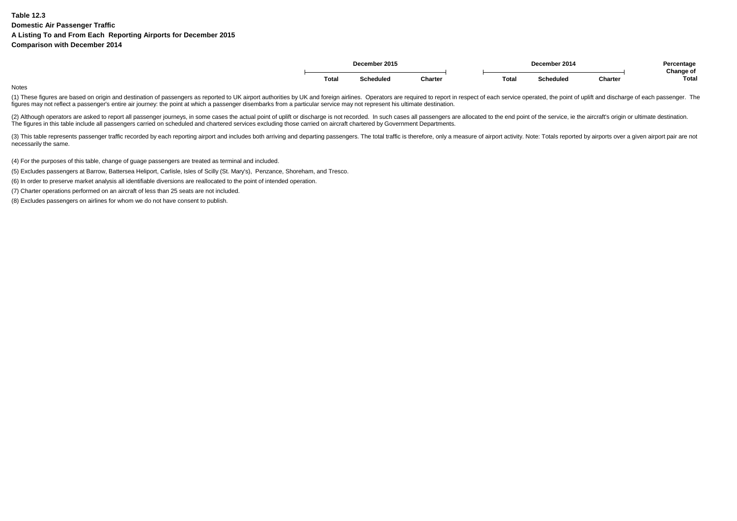**Table 12.3**

**Domestic Air Passenger Traffic**

**A Listing To and From Each Reporting Airports for December 2015**

**Comparison with December 2014**

| | December 2015 | | | December 2014 | | | Percentage Change of |
|---|---|---|---|---|---|---|---|
| | Total | Scheduled | Charter | Total | Scheduled | Charter | Total |

Notes

(1) These figures are based on origin and destination of passengers as reported to UK airport authorities by UK and foreign airlines. Operators are required to report in respect of each service operated, the point of uplift and discharge of each passenger. The figures may not reflect a passenger's entire air journey: the point at which a passenger disembarks from a particular service may not represent his ultimate destination.

(2) Although operators are asked to report all passenger journeys, in some cases the actual point of uplift or discharge is not recorded. In such cases all passengers are allocated to the end point of the service, ie the aircraft's origin or ultimate destination. The figures in this table include all passengers carried on scheduled and chartered services excluding those carried on aircraft chartered by Government Departments.

(3) This table represents passenger traffic recorded by each reporting airport and includes both arriving and departing passengers. The total traffic is therefore, only a measure of airport activity. Note: Totals reported by airports over a given airport pair are not necessarily the same.

(4) For the purposes of this table, change of guage passengers are treated as terminal and included.

(5) Excludes passengers at Barrow, Battersea Heliport, Carlisle, Isles of Scilly (St. Mary's), Penzance, Shoreham, and Tresco.

(6) In order to preserve market analysis all identifiable diversions are reallocated to the point of intended operation.

(7) Charter operations performed on an aircraft of less than 25 seats are not included.

(8) Excludes passengers on airlines for whom we do not have consent to publish.